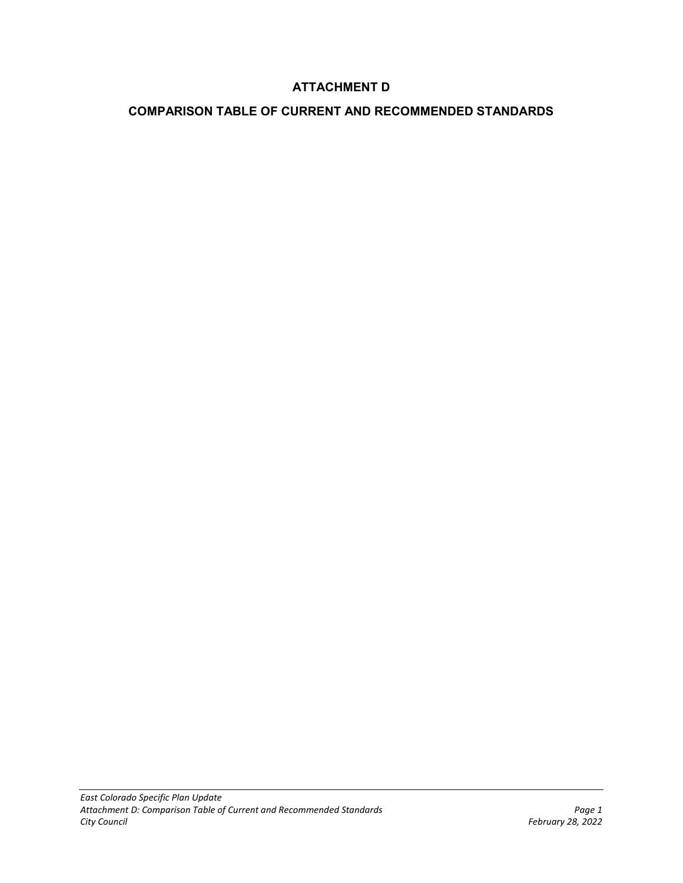# ATTACHMENT D

## COMPARISON TABLE OF CURRENT AND RECOMMENDED STANDARDS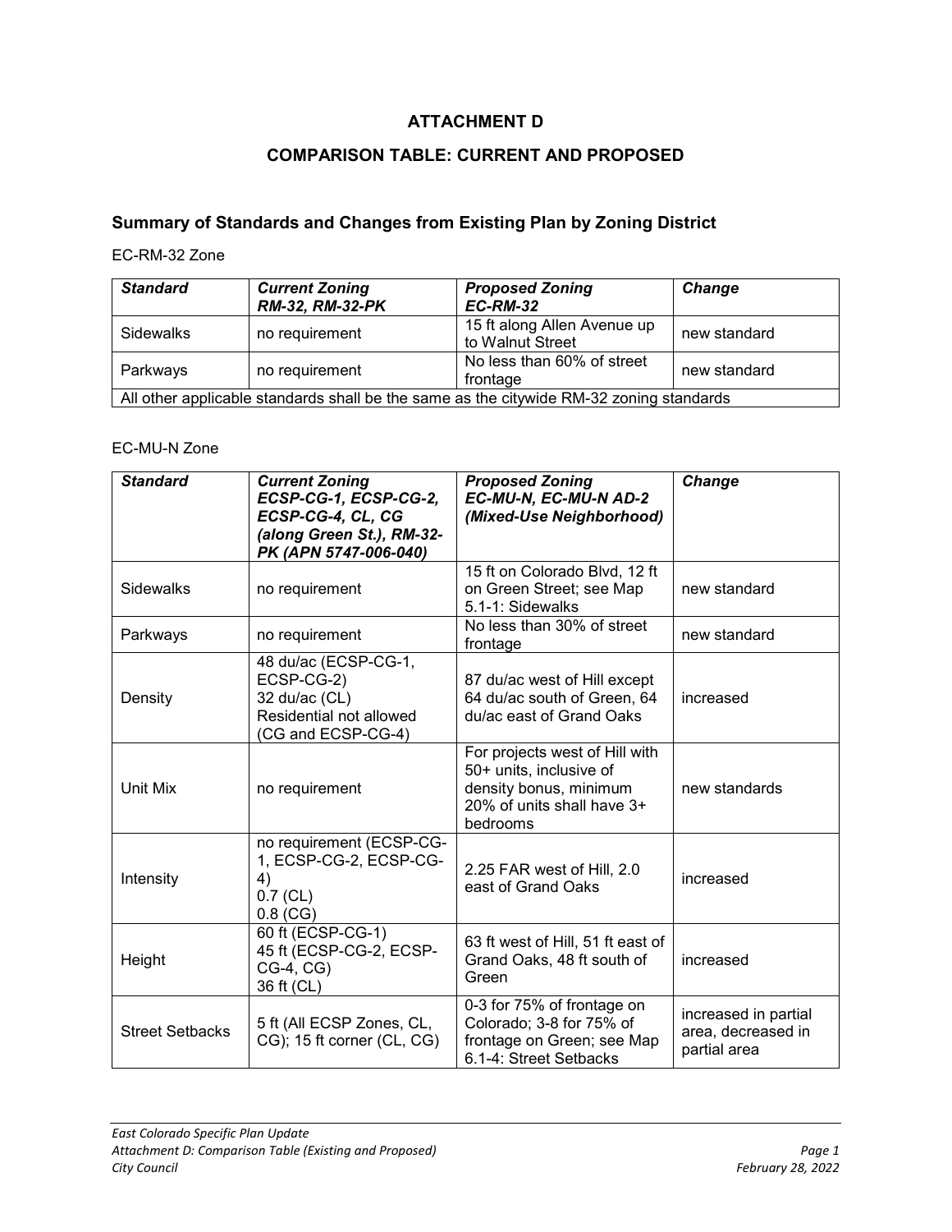# ATTACHMENT D

# COMPARISON TABLE: CURRENT AND PROPOSED

## Summary of Standards and Changes from Existing Plan by Zoning District

EC-RM-32 Zone

| ***Standard*** | ***Current Zoning RM-32, RM-32-PK*** | ***Proposed Zoning EC-RM-32*** | ***Change*** |
|---|---|---|---|
| Sidewalks | no requirement | 15 ft along Allen Avenue up to Walnut Street | new standard |
| Parkways | no requirement | No less than 60% of street frontage | new standard |
| All other applicable standards shall be the same as the citywide RM-32 zoning standards | | | |

EC-MU-N Zone

| ***Standard*** | ***Current Zoning ECSP-CG-1, ECSP-CG-2, ECSP-CG-4, CL, CG (along Green St.), RM-32-PK (APN 5747-006-040)*** | ***Proposed Zoning EC-MU-N, EC-MU-N AD-2 (Mixed-Use Neighborhood)*** | ***Change*** |
|---|---|---|---|
| Sidewalks | no requirement | 15 ft on Colorado Blvd, 12 ft on Green Street; see Map 5.1-1: Sidewalks | new standard |
| Parkways | no requirement | No less than 30% of street frontage | new standard |
| Density | 48 du/ac (ECSP-CG-1, ECSP-CG-2)<br>32 du/ac (CL)<br>Residential not allowed (CG and ECSP-CG-4) | 87 du/ac west of Hill except 64 du/ac south of Green, 64 du/ac east of Grand Oaks | increased |
| Unit Mix | no requirement | For projects west of Hill with 50+ units, inclusive of density bonus, minimum 20% of units shall have 3+ bedrooms | new standards |
| Intensity | no requirement (ECSP-CG-1, ECSP-CG-2, ECSP-CG-4)<br>0.7 (CL)<br>0.8 (CG) | 2.25 FAR west of Hill, 2.0 east of Grand Oaks | increased |
| Height | 60 ft (ECSP-CG-1)<br>45 ft (ECSP-CG-2, ECSP-CG-4, CG)<br>36 ft (CL) | 63 ft west of Hill, 51 ft east of Grand Oaks, 48 ft south of Green | increased |
| Street Setbacks | 5 ft (All ECSP Zones, CL, CG); 15 ft corner (CL, CG) | 0-3 for 75% of frontage on Colorado; 3-8 for 75% of frontage on Green; see Map 6.1-4: Street Setbacks | increased in partial area, decreased in partial area |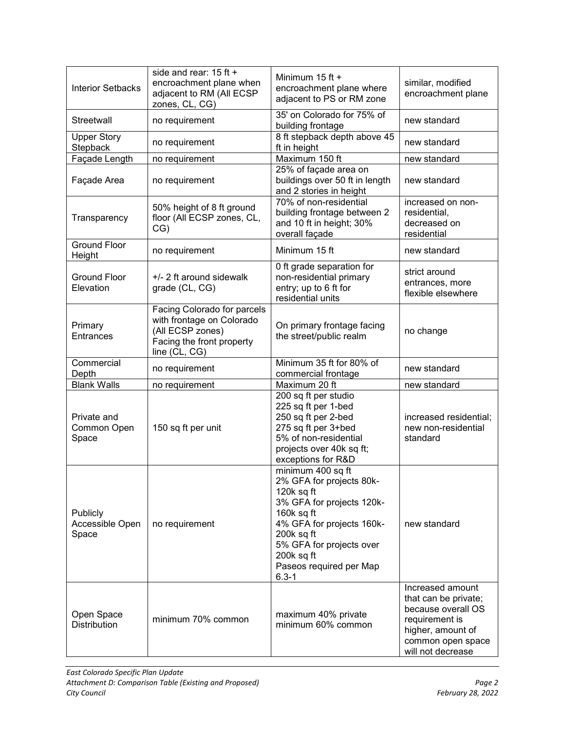| Interior Setbacks | side and rear: 15 ft + encroachment plane when adjacent to RM (All ECSP zones, CL, CG) | Minimum 15 ft + encroachment plane where adjacent to PS or RM zone | similar, modified encroachment plane |
|---|---|---|---|
| Streetwall | no requirement | 35' on Colorado for 75% of building frontage | new standard |
| Upper Story Stepback | no requirement | 8 ft stepback depth above 45 ft in height | new standard |
| Façade Length | no requirement | Maximum 150 ft | new standard |
| Façade Area | no requirement | 25% of façade area on buildings over 50 ft in length and 2 stories in height | new standard |
| Transparency | 50% height of 8 ft ground floor (All ECSP zones, CL, CG) | 70% of non-residential building frontage between 2 and 10 ft in height; 30% overall façade | increased on non-residential, decreased on residential |
| Ground Floor Height | no requirement | Minimum 15 ft | new standard |
| Ground Floor Elevation | +/- 2 ft around sidewalk grade (CL, CG) | 0 ft grade separation for non-residential primary entry; up to 6 ft for residential units | strict around entrances, more flexible elsewhere |
| Primary Entrances | Facing Colorado for parcels with frontage on Colorado (All ECSP zones)<br>Facing the front property line (CL, CG) | On primary frontage facing the street/public realm | no change |
| Commercial Depth | no requirement | Minimum 35 ft for 80% of commercial frontage | new standard |
| Blank Walls | no requirement | Maximum 20 ft | new standard |
| Private and Common Open Space | 150 sq ft per unit | 200 sq ft per studio<br>225 sq ft per 1-bed<br>250 sq ft per 2-bed<br>275 sq ft per 3+bed<br>5% of non-residential projects over 40k sq ft; exceptions for R&D | increased residential; new non-residential standard |
| Publicly Accessible Open Space | no requirement | minimum 400 sq ft<br>2% GFA for projects 80k-120k sq ft<br>3% GFA for projects 120k-160k sq ft<br>4% GFA for projects 160k-200k sq ft<br>5% GFA for projects over 200k sq ft<br>Paseos required per Map 6.3-1 | new standard |
| Open Space Distribution | minimum 70% common | maximum 40% private<br>minimum 60% common | Increased amount that can be private; because overall OS requirement is higher, amount of common open space will not decrease |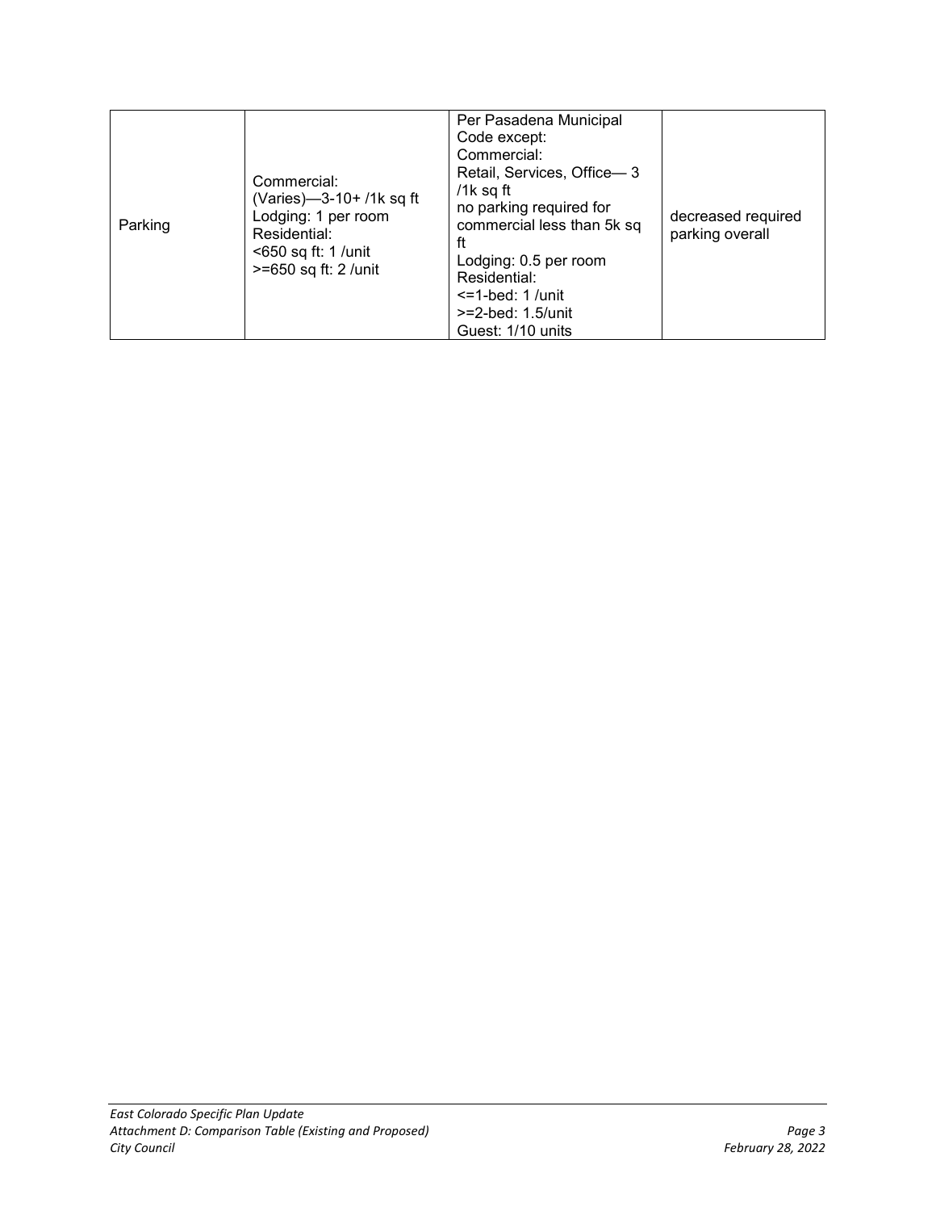| Parking | Commercial:<br>(Varies)—3-10+ /1k sq ft<br>Lodging: 1 per room<br>Residential:<br><650 sq ft: 1 /unit<br>>=650 sq ft: 2 /unit | Per Pasadena Municipal Code except:<br>Commercial:<br>Retail, Services, Office— 3 /1k sq ft<br>no parking required for commercial less than 5k sq ft<br>Lodging: 0.5 per room<br>Residential:<br><=1-bed: 1 /unit<br>>=2-bed: 1.5/unit<br>Guest: 1/10 units | decreased required parking overall |
|---|---|---|---|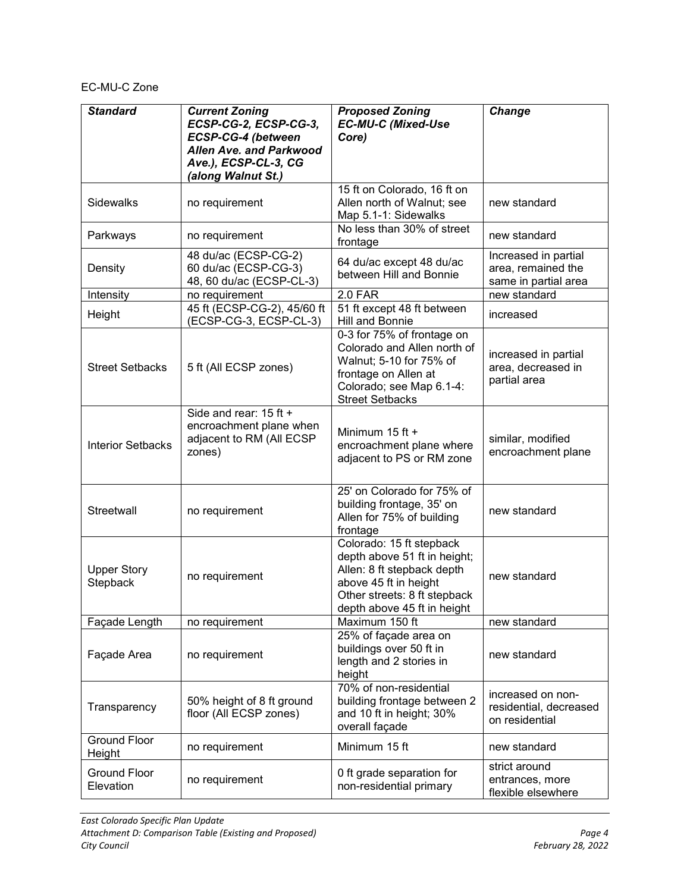EC-MU-C Zone

| ***Standard*** | ***Current Zoning ECSP-CG-2, ECSP-CG-3, ECSP-CG-4 (between Allen Ave. and Parkwood Ave.), ECSP-CL-3, CG (along Walnut St.)*** | ***Proposed Zoning EC-MU-C (Mixed-Use Core)*** | ***Change*** |
|---|---|---|---|
| Sidewalks | no requirement | 15 ft on Colorado, 16 ft on Allen north of Walnut; see Map 5.1-1: Sidewalks | new standard |
| Parkways | no requirement | No less than 30% of street frontage | new standard |
| Density | 48 du/ac (ECSP-CG-2)<br>60 du/ac (ECSP-CG-3)<br>48, 60 du/ac (ECSP-CL-3) | 64 du/ac except 48 du/ac between Hill and Bonnie | Increased in partial area, remained the same in partial area |
| Intensity | no requirement | 2.0 FAR | new standard |
| Height | 45 ft (ECSP-CG-2), 45/60 ft (ECSP-CG-3, ECSP-CL-3) | 51 ft except 48 ft between Hill and Bonnie | increased |
| Street Setbacks | 5 ft (All ECSP zones) | 0-3 for 75% of frontage on Colorado and Allen north of Walnut; 5-10 for 75% of frontage on Allen at Colorado; see Map 6.1-4: Street Setbacks | increased in partial area, decreased in partial area |
| Interior Setbacks | Side and rear: 15 ft + encroachment plane when adjacent to RM (All ECSP zones) | Minimum 15 ft + encroachment plane where adjacent to PS or RM zone | similar, modified encroachment plane |
| Streetwall | no requirement | 25' on Colorado for 75% of building frontage, 35' on Allen for 75% of building frontage | new standard |
| Upper Story Stepback | no requirement | Colorado: 15 ft stepback depth above 51 ft in height; Allen: 8 ft stepback depth above 45 ft in height<br>Other streets: 8 ft stepback depth above 45 ft in height | new standard |
| Façade Length | no requirement | Maximum 150 ft | new standard |
| Façade Area | no requirement | 25% of façade area on buildings over 50 ft in length and 2 stories in height | new standard |
| Transparency | 50% height of 8 ft ground floor (All ECSP zones) | 70% of non-residential building frontage between 2 and 10 ft in height; 30% overall façade | increased on non-residential, decreased on residential |
| Ground Floor Height | no requirement | Minimum 15 ft | new standard |
| Ground Floor Elevation | no requirement | 0 ft grade separation for non-residential primary | strict around entrances, more flexible elsewhere |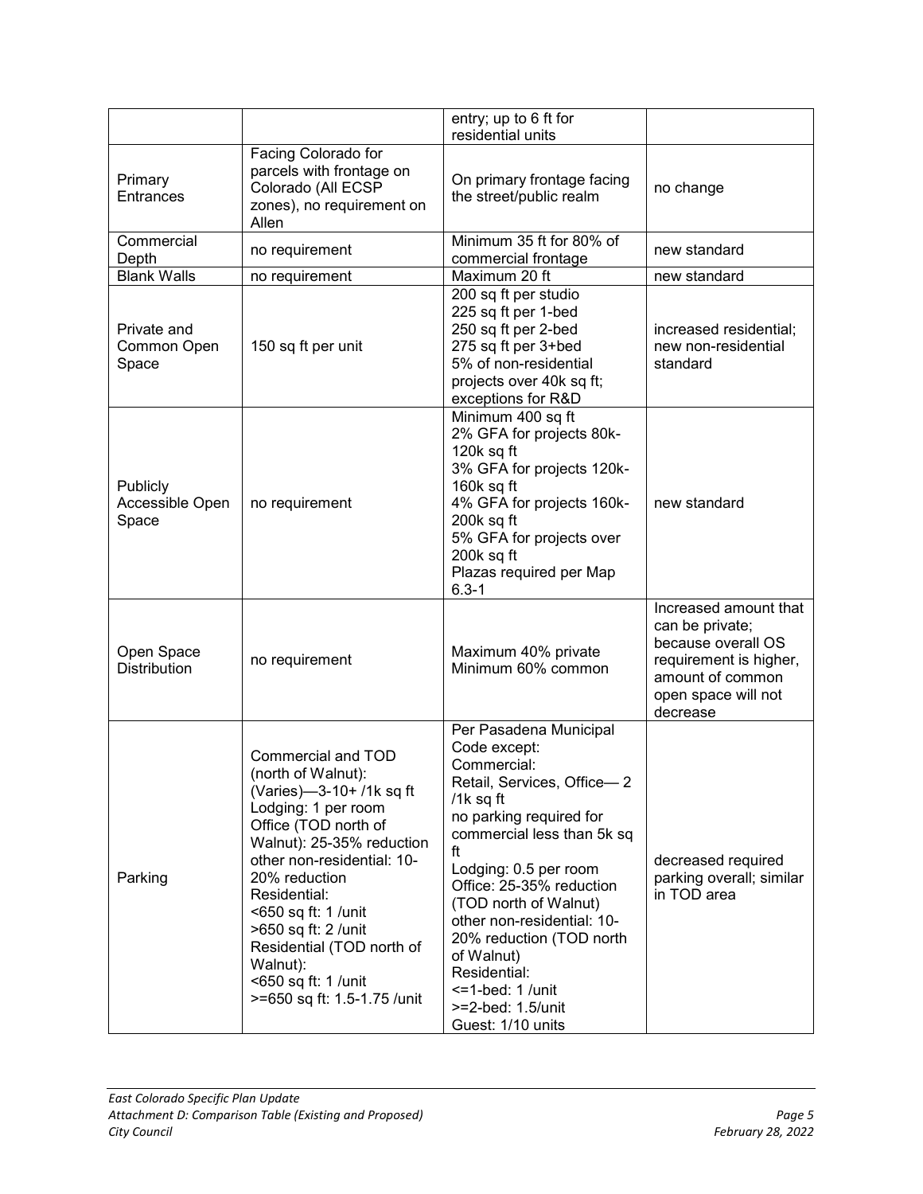| | | | |
|---|---|---|---|
| | | entry; up to 6 ft for residential units | |
| Primary Entrances | Facing Colorado for parcels with frontage on Colorado (All ECSP zones), no requirement on Allen | On primary frontage facing the street/public realm | no change |
| Commercial Depth | no requirement | Minimum 35 ft for 80% of commercial frontage | new standard |
| Blank Walls | no requirement | Maximum 20 ft | new standard |
| Private and Common Open Space | 150 sq ft per unit | 200 sq ft per studio<br>225 sq ft per 1-bed<br>250 sq ft per 2-bed<br>275 sq ft per 3+bed<br>5% of non-residential projects over 40k sq ft; exceptions for R&D | increased residential; new non-residential standard |
| Publicly Accessible Open Space | no requirement | Minimum 400 sq ft<br>2% GFA for projects 80k-120k sq ft<br>3% GFA for projects 120k-160k sq ft<br>4% GFA for projects 160k-200k sq ft<br>5% GFA for projects over 200k sq ft<br>Plazas required per Map 6.3-1 | new standard |
| Open Space Distribution | no requirement | Maximum 40% private<br>Minimum 60% common | Increased amount that can be private; because overall OS requirement is higher, amount of common open space will not decrease |
| Parking | Commercial and TOD (north of Walnut): (Varies)—3-10+ /1k sq ft<br>Lodging: 1 per room<br>Office (TOD north of Walnut): 25-35% reduction<br>other non-residential: 10-20% reduction<br>Residential:<br><650 sq ft: 1 /unit<br>>650 sq ft: 2 /unit<br>Residential (TOD north of Walnut):<br><650 sq ft: 1 /unit<br>>=650 sq ft: 1.5-1.75 /unit | Per Pasadena Municipal Code except:<br>Commercial:<br>Retail, Services, Office— 2 /1k sq ft<br>no parking required for commercial less than 5k sq ft<br>Lodging: 0.5 per room<br>Office: 25-35% reduction (TOD north of Walnut)<br>other non-residential: 10-20% reduction (TOD north of Walnut)<br>Residential:<br><=1-bed: 1 /unit<br>>=2-bed: 1.5/unit<br>Guest: 1/10 units | decreased required parking overall; similar in TOD area |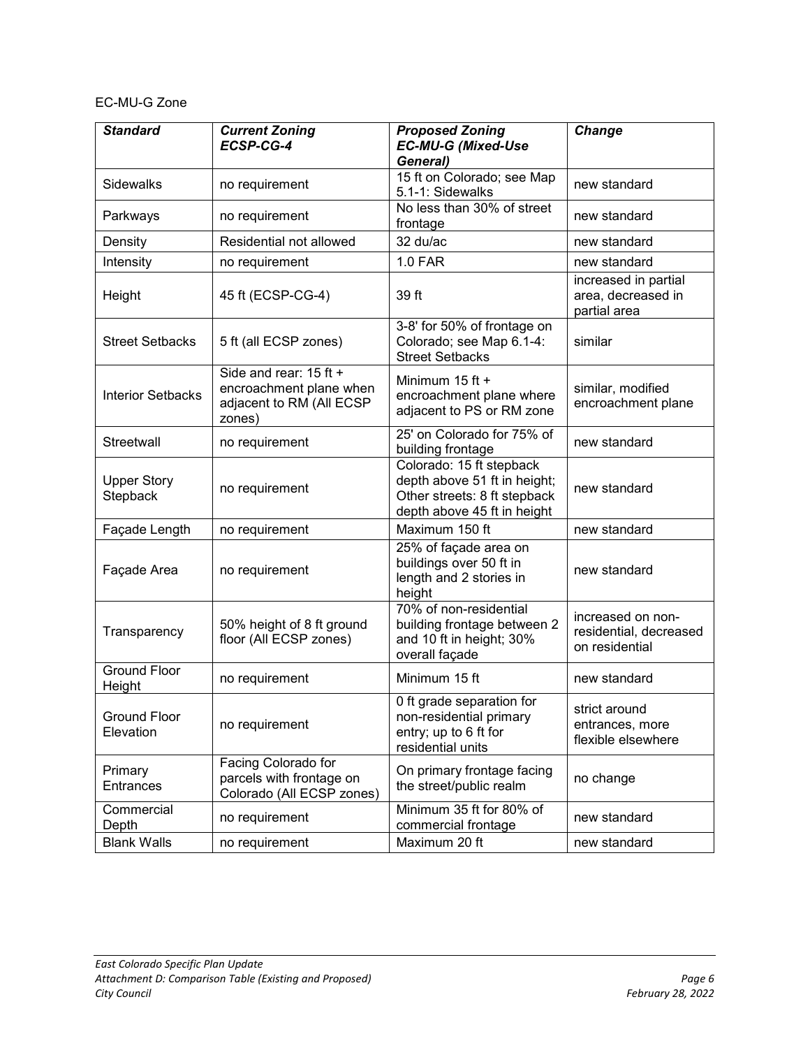EC-MU-G Zone

| ***Standard*** | ***Current Zoning ECSP-CG-4*** | ***Proposed Zoning EC-MU-G (Mixed-Use General)*** | ***Change*** |
|---|---|---|---|
| Sidewalks | no requirement | 15 ft on Colorado; see Map 5.1-1: Sidewalks | new standard |
| Parkways | no requirement | No less than 30% of street frontage | new standard |
| Density | Residential not allowed | 32 du/ac | new standard |
| Intensity | no requirement | 1.0 FAR | new standard |
| Height | 45 ft (ECSP-CG-4) | 39 ft | increased in partial area, decreased in partial area |
| Street Setbacks | 5 ft (all ECSP zones) | 3-8' for 50% of frontage on Colorado; see Map 6.1-4: Street Setbacks | similar |
| Interior Setbacks | Side and rear: 15 ft + encroachment plane when adjacent to RM (All ECSP zones) | Minimum 15 ft + encroachment plane where adjacent to PS or RM zone | similar, modified encroachment plane |
| Streetwall | no requirement | 25' on Colorado for 75% of building frontage | new standard |
| Upper Story Stepback | no requirement | Colorado: 15 ft stepback depth above 51 ft in height; Other streets: 8 ft stepback depth above 45 ft in height | new standard |
| Façade Length | no requirement | Maximum 150 ft | new standard |
| Façade Area | no requirement | 25% of façade area on buildings over 50 ft in length and 2 stories in height | new standard |
| Transparency | 50% height of 8 ft ground floor (All ECSP zones) | 70% of non-residential building frontage between 2 and 10 ft in height; 30% overall façade | increased on non-residential, decreased on residential |
| Ground Floor Height | no requirement | Minimum 15 ft | new standard |
| Ground Floor Elevation | no requirement | 0 ft grade separation for non-residential primary entry; up to 6 ft for residential units | strict around entrances, more flexible elsewhere |
| Primary Entrances | Facing Colorado for parcels with frontage on Colorado (All ECSP zones) | On primary frontage facing the street/public realm | no change |
| Commercial Depth | no requirement | Minimum 35 ft for 80% of commercial frontage | new standard |
| Blank Walls | no requirement | Maximum 20 ft | new standard |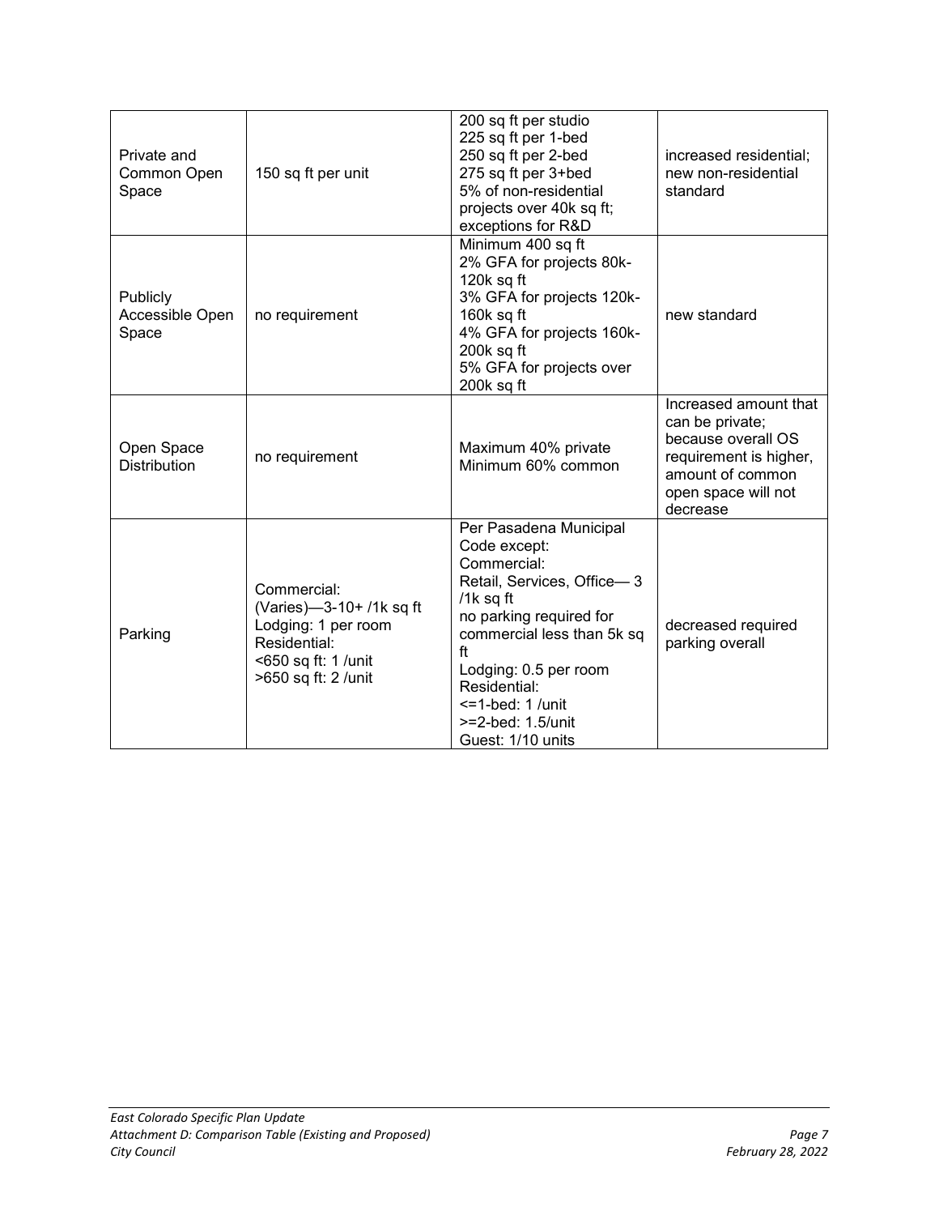| | | | |
|---|---|---|---|
| Private and Common Open Space | 150 sq ft per unit | 200 sq ft per studio<br>225 sq ft per 1-bed<br>250 sq ft per 2-bed<br>275 sq ft per 3+bed<br>5% of non-residential projects over 40k sq ft; exceptions for R&D | increased residential; new non-residential standard |
| Publicly Accessible Open Space | no requirement | Minimum 400 sq ft<br>2% GFA for projects 80k-120k sq ft<br>3% GFA for projects 120k-160k sq ft<br>4% GFA for projects 160k-200k sq ft<br>5% GFA for projects over 200k sq ft | new standard |
| Open Space Distribution | no requirement | Maximum 40% private<br>Minimum 60% common | Increased amount that can be private; because overall OS requirement is higher, amount of common open space will not decrease |
| Parking | Commercial:<br>(Varies)—3-10+ /1k sq ft<br>Lodging: 1 per room<br>Residential:<br><650 sq ft: 1 /unit<br>>650 sq ft: 2 /unit | Per Pasadena Municipal Code except:<br>Commercial:<br>Retail, Services, Office— 3 /1k sq ft<br>no parking required for commercial less than 5k sq ft<br>Lodging: 0.5 per room<br>Residential:<br><=1-bed: 1 /unit<br>>=2-bed: 1.5/unit<br>Guest: 1/10 units | decreased required parking overall |